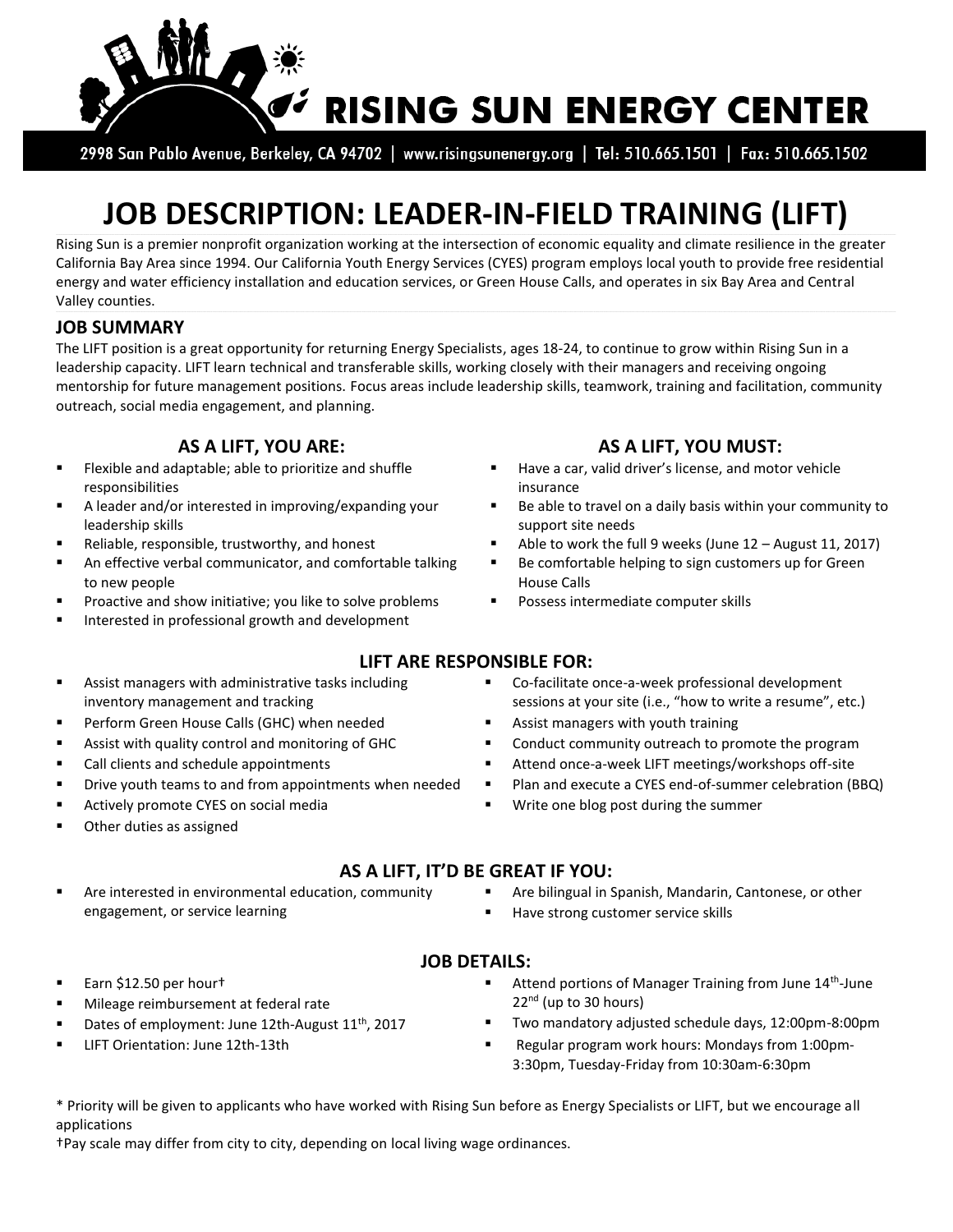# RISING SUN ENERGY CENTER

2998 San Pablo Avenue, Berkeley, CA 94702 | www.risingsunenergy.org | Tel: 510.665.1501 | Fax: 510.665.1502

# JOB DESCRIPTION: LEADER-IN-FIELD TRAINING (LIFT)

Rising Sun is a premier nonprofit organization working at the intersection of economic equality and climate resilience in the greater California Bay Area since 1994. Our California Youth Energy Services (CYES) program employs local youth to provide free residential energy and water efficiency installation and education services, or Green House Calls, and operates in six Bay Area and Central Valley counties.

## JOB SUMMARY

The LIFT position is a great opportunity for returning Energy Specialists, ages 18-24, to continue to grow within Rising Sun in a leadership capacity. LIFT learn technical and transferable skills, working closely with their managers and receiving ongoing mentorship for future management positions. Focus areas include leadership skills, teamwork, training and facilitation, community outreach, social media engagement, and planning.

### AS A LIFT, YOU ARE:

- Flexible and adaptable; able to prioritize and shuffle responsibilities
- A leader and/or interested in improving/expanding your leadership skills
- Reliable, responsible, trustworthy, and honest
- An effective verbal communicator, and comfortable talking to new people
- Proactive and show initiative; you like to solve problems
- Interested in professional growth and development

### AS A LIFT, YOU MUST:

- Have a car, valid driver's license, and motor vehicle insurance
- Be able to travel on a daily basis within your community to support site needs
- Able to work the full 9 weeks (June 12 – August 11, 2017)
- Be comfortable helping to sign customers up for Green House Calls
- Possess intermediate computer skills

### LIFT ARE RESPONSIBLE FOR:

- Assist managers with administrative tasks including inventory management and tracking
- Perform Green House Calls (GHC) when needed
- Assist with quality control and monitoring of GHC
- Call clients and schedule appointments
- Drive youth teams to and from appointments when needed
- Actively promote CYES on social media
- Other duties as assigned
- Co-facilitate once-a-week professional development sessions at your site (i.e., "how to write a resume", etc.)
- Assist managers with youth training
- Conduct community outreach to promote the program
- Attend once-a-week LIFT meetings/workshops off-site
- Plan and execute a CYES end-of-summer celebration (BBQ)
- Write one blog post during the summer

### AS A LIFT, IT'D BE GREAT IF YOU:

- Are interested in environmental education, community engagement, or service learning
- Are bilingual in Spanish, Mandarin, Cantonese, or other
- Have strong customer service skills

### JOB DETAILS:

- Earn $12.50 per hour†
- Mileage reimbursement at federal rate
- Dates of employment: June 12th-August 11th, 2017
- LIFT Orientation: June 12th-13th
- Attend portions of Manager Training from June 14th-June 22nd (up to 30 hours)
- Two mandatory adjusted schedule days, 12:00pm-8:00pm
- Regular program work hours: Mondays from 1:00pm-3:30pm, Tuesday-Friday from 10:30am-6:30pm

\* Priority will be given to applicants who have worked with Rising Sun before as Energy Specialists or LIFT, but we encourage all applications

†Pay scale may differ from city to city, depending on local living wage ordinances.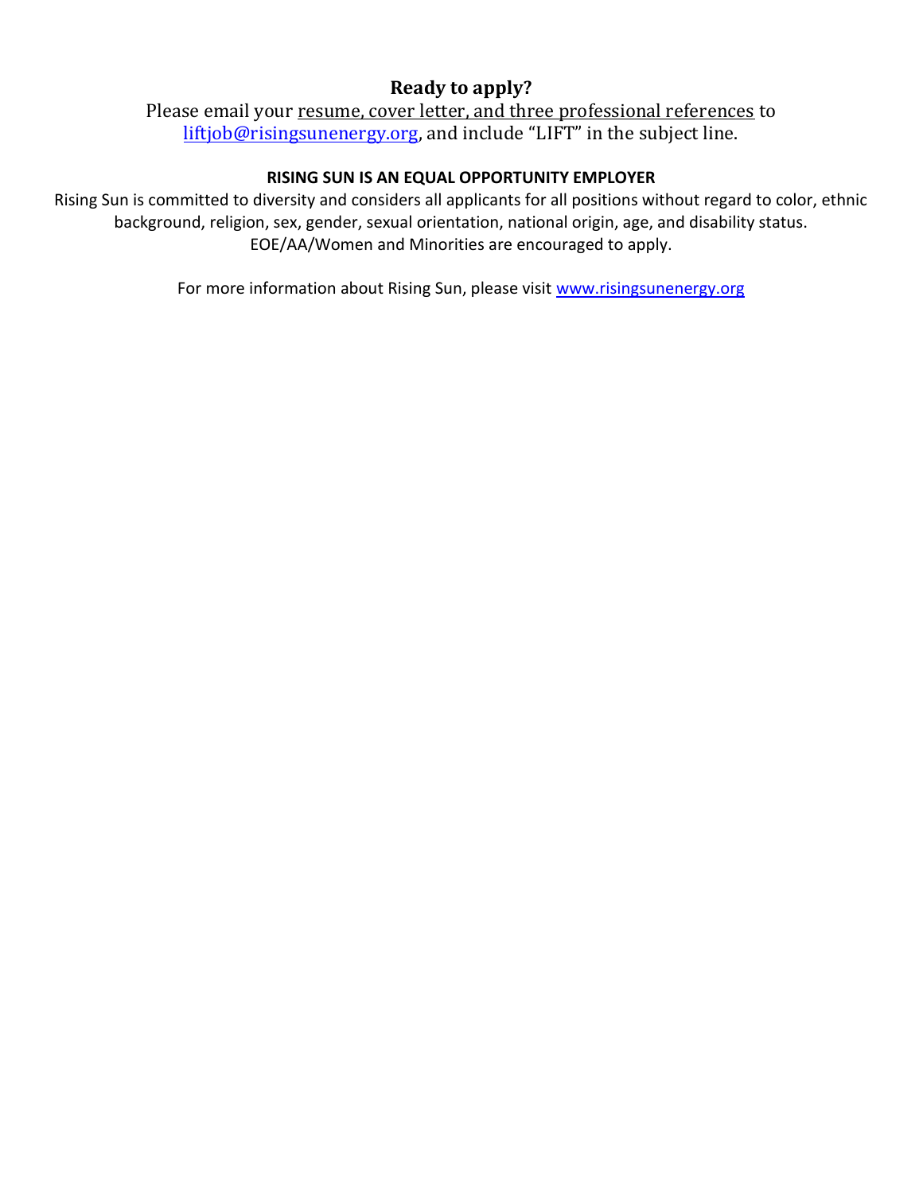## Ready to apply?

Please email your resume, cover letter, and three professional references to liftjob@risingsunenergy.org, and include "LIFT" in the subject line.

**RISING SUN IS AN EQUAL OPPORTUNITY EMPLOYER**

Rising Sun is committed to diversity and considers all applicants for all positions without regard to color, ethnic background, religion, sex, gender, sexual orientation, national origin, age, and disability status. EOE/AA/Women and Minorities are encouraged to apply.

For more information about Rising Sun, please visit www.risingsunenergy.org